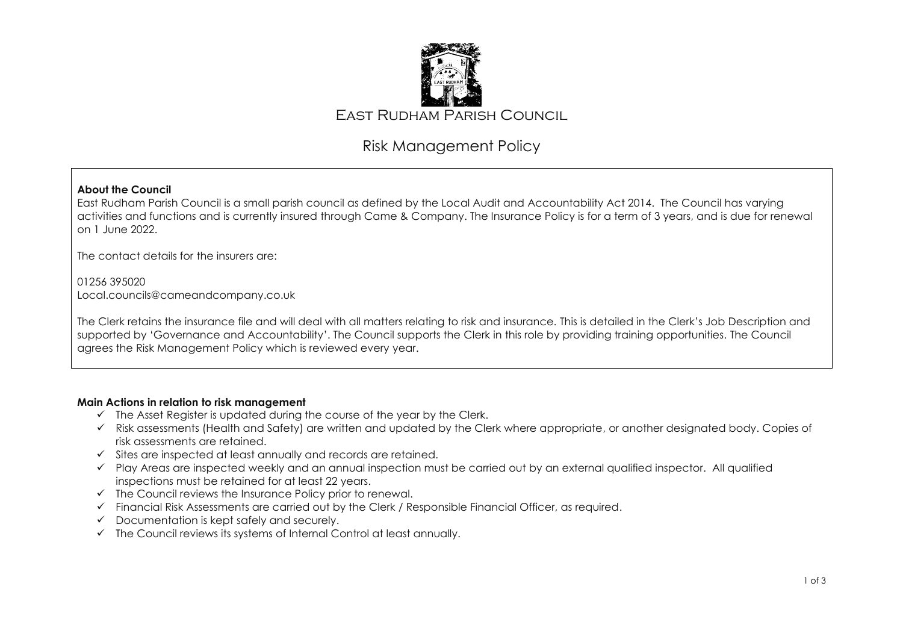# East Rudham Parish Council

## Risk Management Policy

**About the Council**

East Rudham Parish Council is a small parish council as defined by the Local Audit and Accountability Act 2014. The Council has varying activities and functions and is currently insured through Came & Company. The Insurance Policy is for a term of 3 years, and is due for renewal on 1 June 2022.

The contact details for the insurers are:

01256 395020
Local.councils@cameandcompany.co.uk

The Clerk retains the insurance file and will deal with all matters relating to risk and insurance. This is detailed in the Clerk's Job Description and supported by 'Governance and Accountability'. The Council supports the Clerk in this role by providing training opportunities. The Council agrees the Risk Management Policy which is reviewed every year.

**Main Actions in relation to risk management**

- ✓ The Asset Register is updated during the course of the year by the Clerk.
- ✓ Risk assessments (Health and Safety) are written and updated by the Clerk where appropriate, or another designated body. Copies of risk assessments are retained.
- ✓ Sites are inspected at least annually and records are retained.
- ✓ Play Areas are inspected weekly and an annual inspection must be carried out by an external qualified inspector. All qualified inspections must be retained for at least 22 years.
- ✓ The Council reviews the Insurance Policy prior to renewal.
- ✓ Financial Risk Assessments are carried out by the Clerk / Responsible Financial Officer, as required.
- ✓ Documentation is kept safely and securely.
- ✓ The Council reviews its systems of Internal Control at least annually.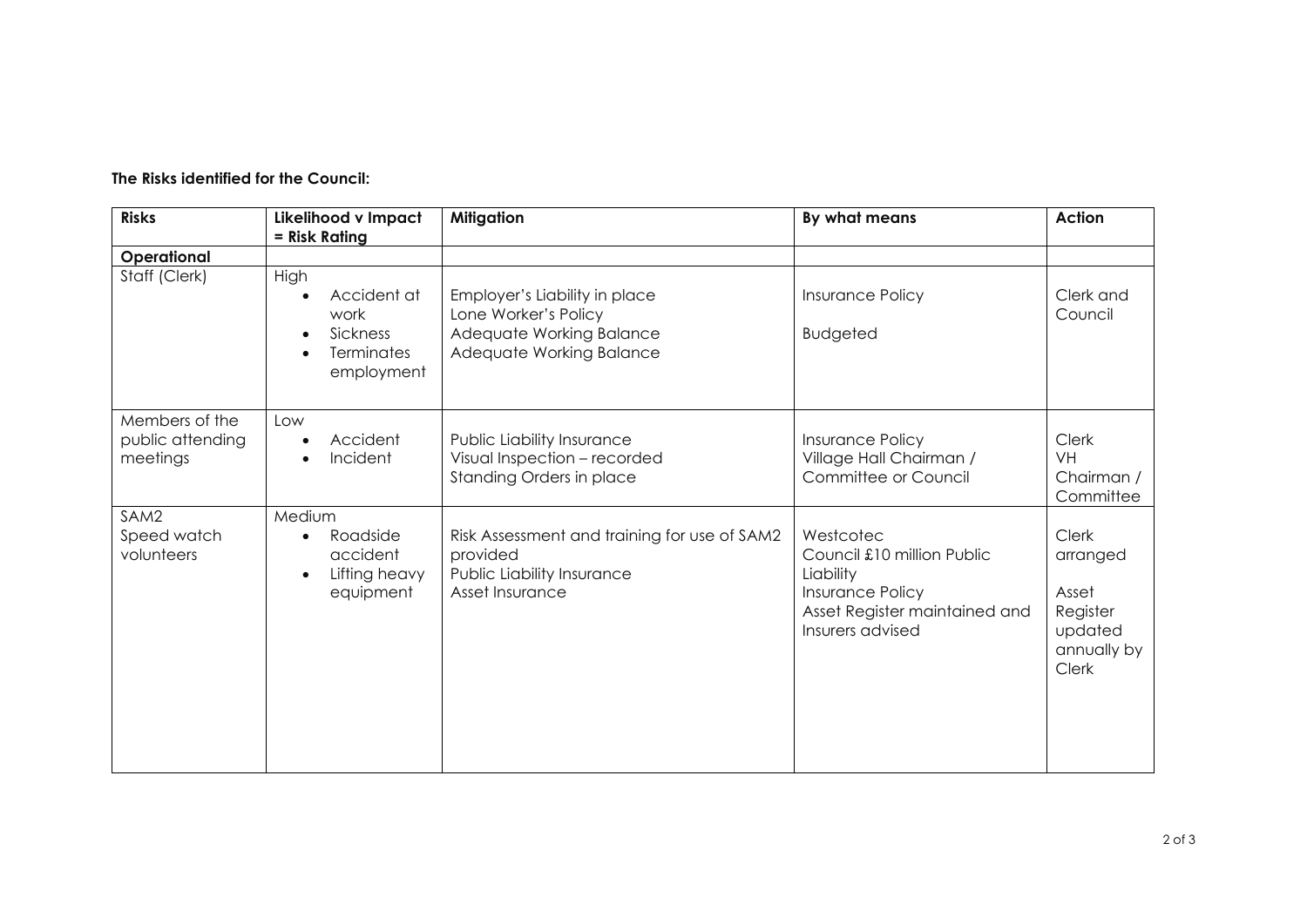**The Risks identified for the Council:**

| Risks | Likelihood v Impact = Risk Rating | Mitigation | By what means | Action |
|---|---|---|---|---|
| **Operational** | | | | |
| Staff (Clerk) | High<br>• Accident at work<br>• Sickness<br>• Terminates employment | Employer's Liability in place<br>Lone Worker's Policy<br>Adequate Working Balance<br>Adequate Working Balance | Insurance Policy<br><br>Budgeted | Clerk and Council |
| Members of the public attending meetings | Low<br>• Accident<br>• Incident | Public Liability Insurance<br>Visual Inspection – recorded<br>Standing Orders in place | Insurance Policy<br>Village Hall Chairman / Committee or Council | Clerk<br>VH Chairman / Committee |
| SAM2 Speed watch volunteers | Medium<br>• Roadside accident<br>• Lifting heavy equipment | Risk Assessment and training for use of SAM2 provided<br>Public Liability Insurance<br>Asset Insurance | Westcotec<br>Council £10 million Public Liability<br>Insurance Policy<br>Asset Register maintained and Insurers advised | Clerk arranged<br>Asset Register updated annually by Clerk |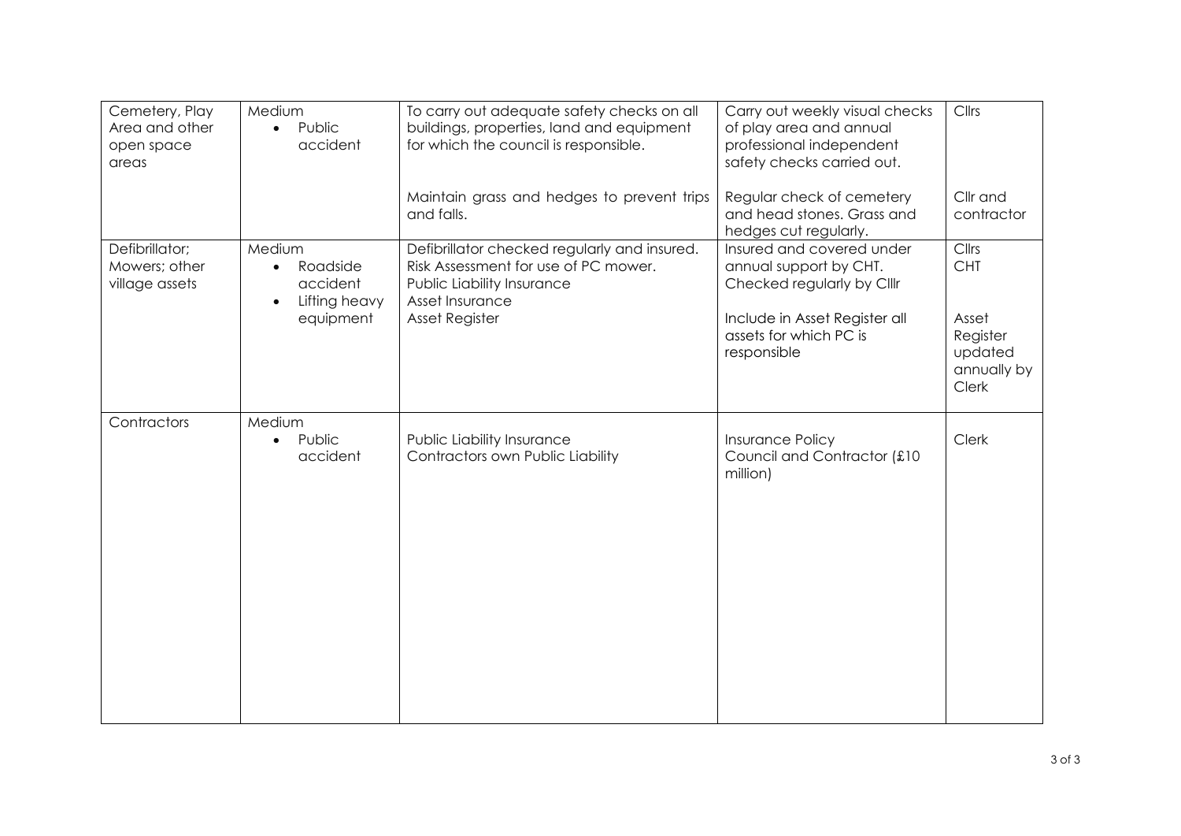| | | | | |
|---|---|---|---|---|
| Cemetery, Play Area and other open space areas | Medium<br>• Public accident | To carry out adequate safety checks on all buildings, properties, land and equipment for which the council is responsible. | Carry out weekly visual checks of play area and annual professional independent safety checks carried out. | Cllrs |
| | | Maintain grass and hedges to prevent trips and falls. | Regular check of cemetery and head stones. Grass and hedges cut regularly. | Cllr and contractor |
| Defibrillator; Mowers; other village assets | Medium<br>• Roadside accident<br>• Lifting heavy equipment | Defibrillator checked regularly and insured.<br>Risk Assessment for use of PC mower.<br>Public Liability Insurance<br>Asset Insurance<br>Asset Register | Insured and covered under annual support by CHT.<br>Checked regularly by Clllr<br><br>Include in Asset Register all assets for which PC is responsible | Cllrs<br>CHT<br><br>Asset Register updated annually by Clerk |
| Contractors | Medium<br>• Public accident | Public Liability Insurance<br>Contractors own Public Liability | Insurance Policy<br>Council and Contractor (£10 million) | Clerk |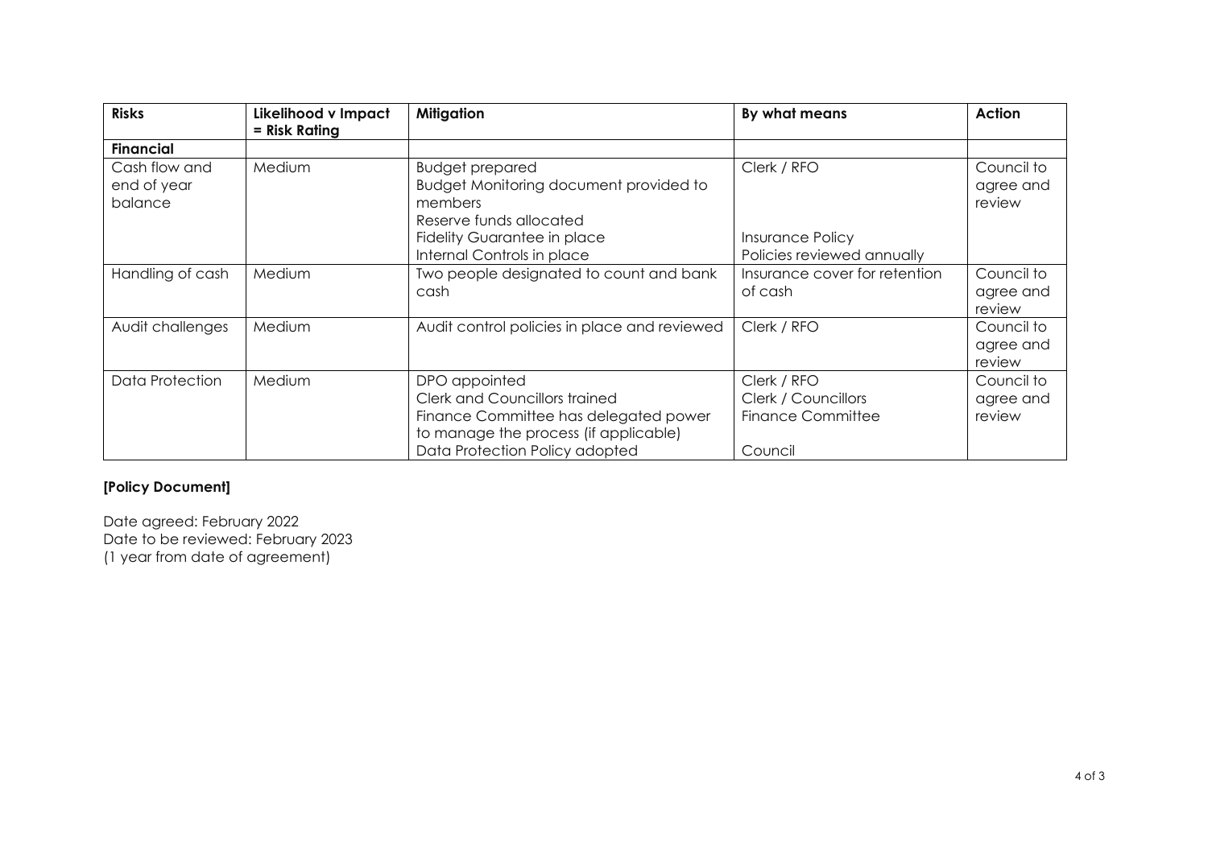| Risks | Likelihood v Impact = Risk Rating | Mitigation | By what means | Action |
| --- | --- | --- | --- | --- |
| **Financial** | | | | |
| Cash flow and end of year balance | Medium | Budget prepared<br>Budget Monitoring document provided to members<br>Reserve funds allocated<br>Fidelity Guarantee in place<br>Internal Controls in place | Clerk / RFO<br><br><br>Insurance Policy<br>Policies reviewed annually | Council to agree and review |
| Handling of cash | Medium | Two people designated to count and bank cash | Insurance cover for retention of cash | Council to agree and review |
| Audit challenges | Medium | Audit control policies in place and reviewed | Clerk / RFO | Council to agree and review |
| Data Protection | Medium | DPO appointed<br>Clerk and Councillors trained<br>Finance Committee has delegated power to manage the process (if applicable)<br>Data Protection Policy adopted | Clerk / RFO<br>Clerk / Councillors<br>Finance Committee<br><br>Council | Council to agree and review |

**[Policy Document]**

Date agreed: February 2022
Date to be reviewed: February 2023
(1 year from date of agreement)